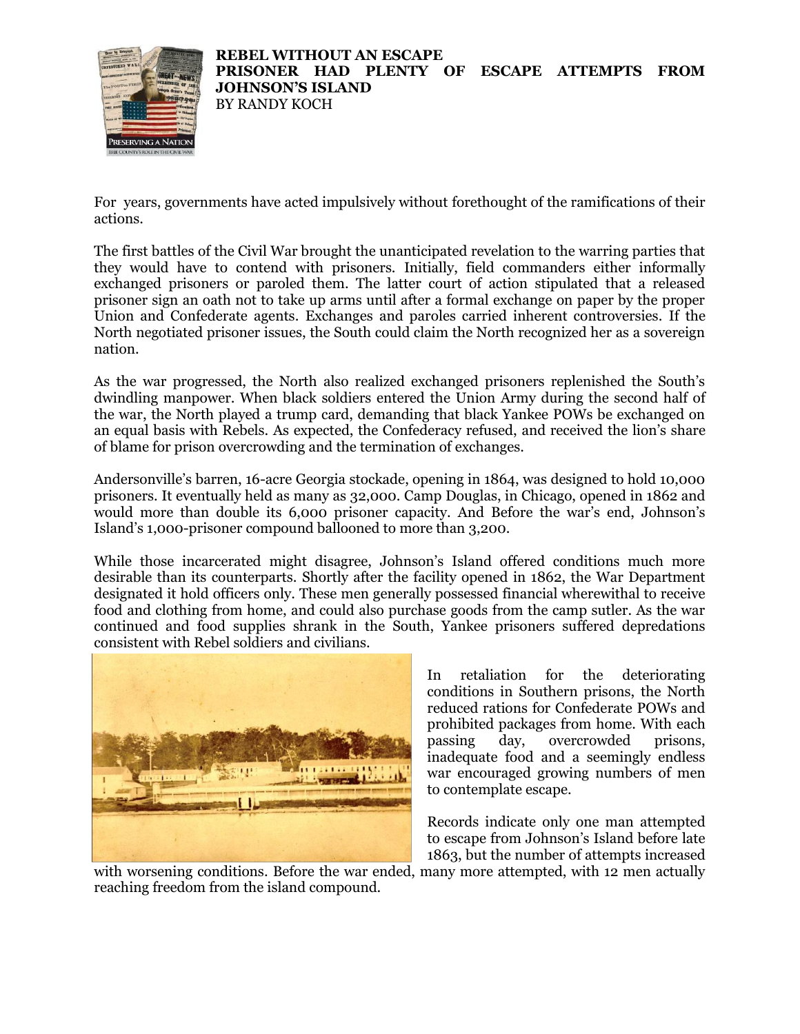# REBEL WITHOUT AN ESCAPE

## PRISONER HAD PLENTY OF ESCAPE ATTEMPTS FROM JOHNSON'S ISLAND

BY RANDY KOCH

For years, governments have acted impulsively without forethought of the ramifications of their actions.

The first battles of the Civil War brought the unanticipated revelation to the warring parties that they would have to contend with prisoners. Initially, field commanders either informally exchanged prisoners or paroled them. The latter court of action stipulated that a released prisoner sign an oath not to take up arms until after a formal exchange on paper by the proper Union and Confederate agents. Exchanges and paroles carried inherent controversies. If the North negotiated prisoner issues, the South could claim the North recognized her as a sovereign nation.

As the war progressed, the North also realized exchanged prisoners replenished the South's dwindling manpower. When black soldiers entered the Union Army during the second half of the war, the North played a trump card, demanding that black Yankee POWs be exchanged on an equal basis with Rebels. As expected, the Confederacy refused, and received the lion's share of blame for prison overcrowding and the termination of exchanges.

Andersonville's barren, 16-acre Georgia stockade, opening in 1864, was designed to hold 10,000 prisoners. It eventually held as many as 32,000. Camp Douglas, in Chicago, opened in 1862 and would more than double its 6,000 prisoner capacity. And Before the war's end, Johnson's Island's 1,000-prisoner compound ballooned to more than 3,200.

While those incarcerated might disagree, Johnson's Island offered conditions much more desirable than its counterparts. Shortly after the facility opened in 1862, the War Department designated it hold officers only. These men generally possessed financial wherewithal to receive food and clothing from home, and could also purchase goods from the camp sutler. As the war continued and food supplies shrank in the South, Yankee prisoners suffered depredations consistent with Rebel soldiers and civilians.

In retaliation for the deteriorating conditions in Southern prisons, the North reduced rations for Confederate POWs and prohibited packages from home. With each passing day, overcrowded prisons, inadequate food and a seemingly endless war encouraged growing numbers of men to contemplate escape.

Records indicate only one man attempted to escape from Johnson's Island before late 1863, but the number of attempts increased with worsening conditions. Before the war ended, many more attempted, with 12 men actually reaching freedom from the island compound.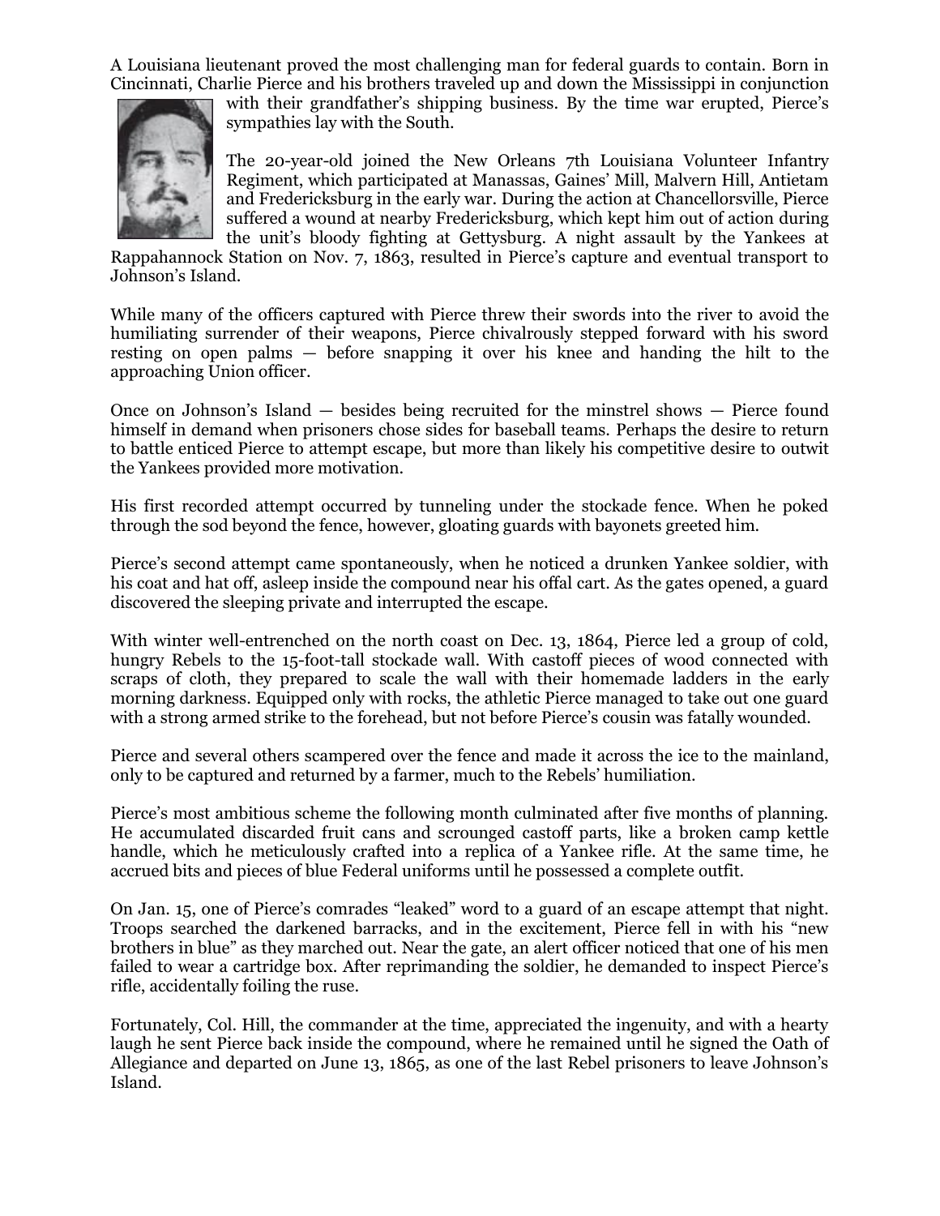A Louisiana lieutenant proved the most challenging man for federal guards to contain. Born in Cincinnati, Charlie Pierce and his brothers traveled up and down the Mississippi in conjunction with their grandfather's shipping business. By the time war erupted, Pierce's sympathies lay with the South.

The 20-year-old joined the New Orleans 7th Louisiana Volunteer Infantry Regiment, which participated at Manassas, Gaines' Mill, Malvern Hill, Antietam and Fredericksburg in the early war. During the action at Chancellorsville, Pierce suffered a wound at nearby Fredericksburg, which kept him out of action during the unit's bloody fighting at Gettysburg. A night assault by the Yankees at Rappahannock Station on Nov. 7, 1863, resulted in Pierce's capture and eventual transport to Johnson's Island.

While many of the officers captured with Pierce threw their swords into the river to avoid the humiliating surrender of their weapons, Pierce chivalrously stepped forward with his sword resting on open palms — before snapping it over his knee and handing the hilt to the approaching Union officer.

Once on Johnson's Island — besides being recruited for the minstrel shows — Pierce found himself in demand when prisoners chose sides for baseball teams. Perhaps the desire to return to battle enticed Pierce to attempt escape, but more than likely his competitive desire to outwit the Yankees provided more motivation.

His first recorded attempt occurred by tunneling under the stockade fence. When he poked through the sod beyond the fence, however, gloating guards with bayonets greeted him.

Pierce's second attempt came spontaneously, when he noticed a drunken Yankee soldier, with his coat and hat off, asleep inside the compound near his offal cart. As the gates opened, a guard discovered the sleeping private and interrupted the escape.

With winter well-entrenched on the north coast on Dec. 13, 1864, Pierce led a group of cold, hungry Rebels to the 15-foot-tall stockade wall. With castoff pieces of wood connected with scraps of cloth, they prepared to scale the wall with their homemade ladders in the early morning darkness. Equipped only with rocks, the athletic Pierce managed to take out one guard with a strong armed strike to the forehead, but not before Pierce's cousin was fatally wounded.

Pierce and several others scampered over the fence and made it across the ice to the mainland, only to be captured and returned by a farmer, much to the Rebels' humiliation.

Pierce's most ambitious scheme the following month culminated after five months of planning. He accumulated discarded fruit cans and scrounged castoff parts, like a broken camp kettle handle, which he meticulously crafted into a replica of a Yankee rifle. At the same time, he accrued bits and pieces of blue Federal uniforms until he possessed a complete outfit.

On Jan. 15, one of Pierce's comrades "leaked" word to a guard of an escape attempt that night. Troops searched the darkened barracks, and in the excitement, Pierce fell in with his "new brothers in blue" as they marched out. Near the gate, an alert officer noticed that one of his men failed to wear a cartridge box. After reprimanding the soldier, he demanded to inspect Pierce's rifle, accidentally foiling the ruse.

Fortunately, Col. Hill, the commander at the time, appreciated the ingenuity, and with a hearty laugh he sent Pierce back inside the compound, where he remained until he signed the Oath of Allegiance and departed on June 13, 1865, as one of the last Rebel prisoners to leave Johnson's Island.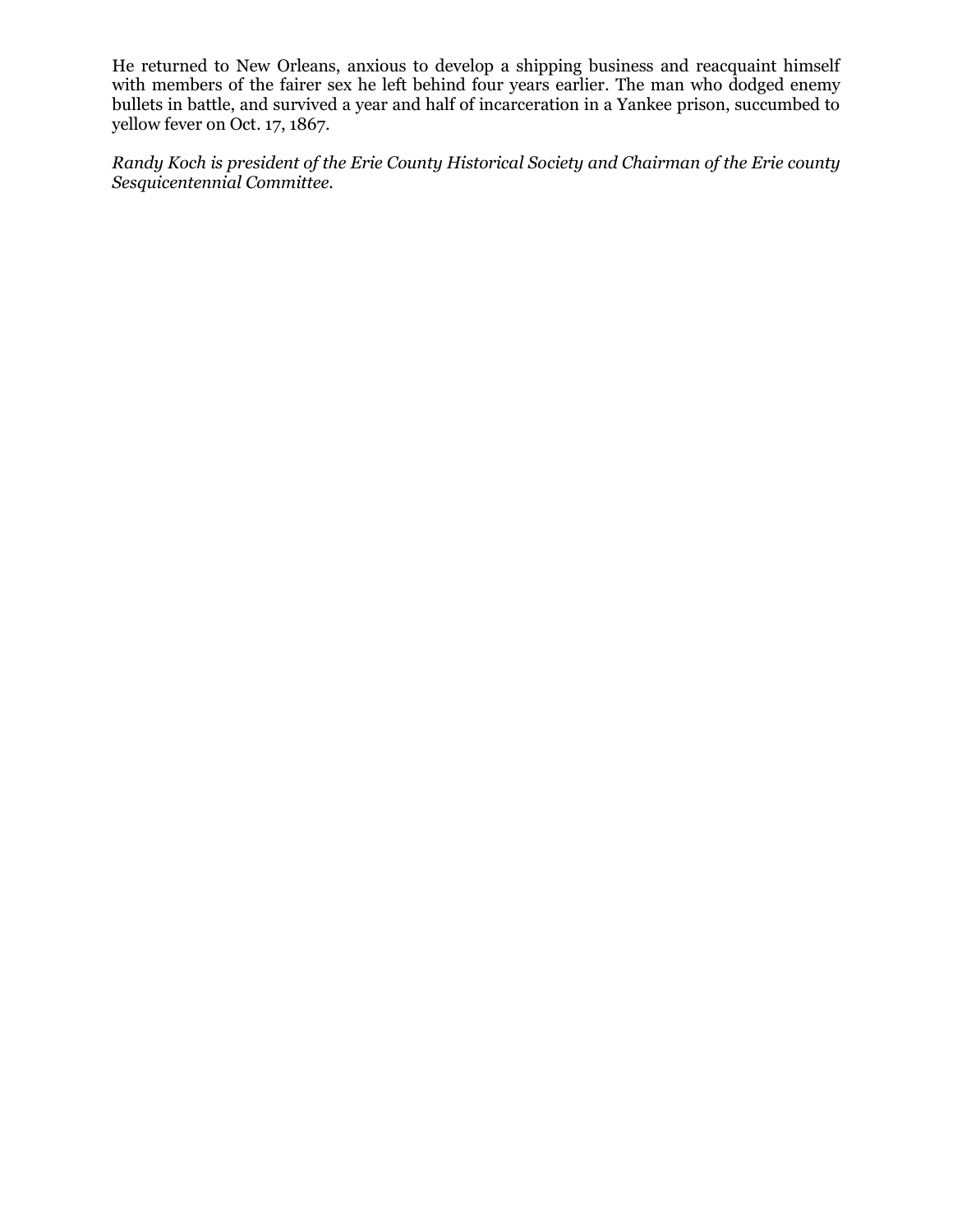He returned to New Orleans, anxious to develop a shipping business and reacquaint himself with members of the fairer sex he left behind four years earlier. The man who dodged enemy bullets in battle, and survived a year and half of incarceration in a Yankee prison, succumbed to yellow fever on Oct. 17, 1867.

*Randy Koch is president of the Erie County Historical Society and Chairman of the Erie county Sesquicentennial Committee.*